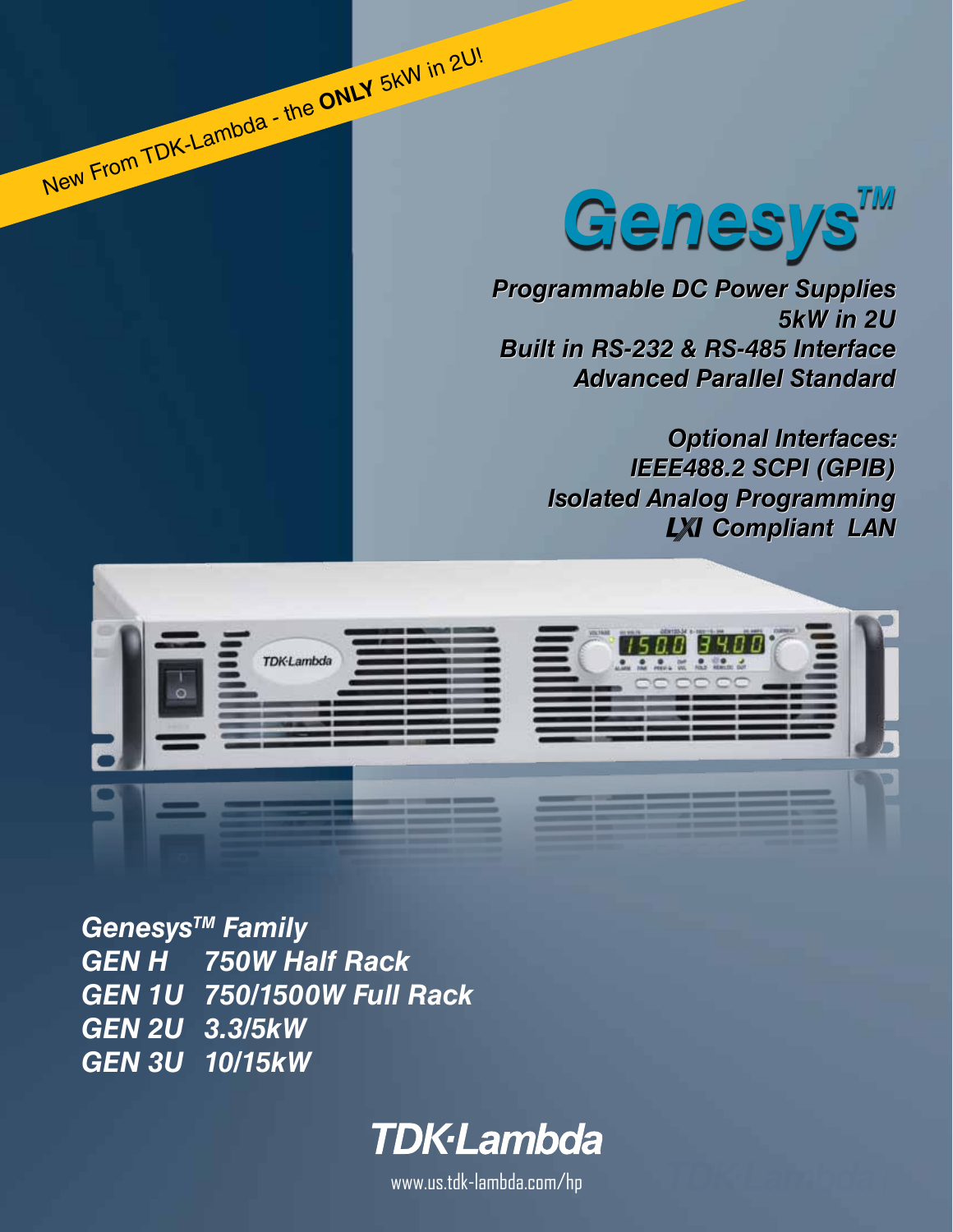New From TDK-Lambda - the **ONLY** 5kW in 2U!

# Genesys™

***Programmable DC Power Supplies***
***5kW in 2U***
***Built in RS-232 & RS-485 Interface***
***Advanced Parallel Standard***

***Optional Interfaces:***
***IEEE488.2 SCPI (GPIB)***
***Isolated Analog Programming***
***LXI Compliant LAN***

***Genesys™ Family***

| | |
|---|---|
| ***GEN H*** | ***750W Half Rack*** |
| ***GEN 1U*** | ***750/1500W Full Rack*** |
| ***GEN 2U*** | ***3.3/5kW*** |
| ***GEN 3U*** | ***10/15kW*** |

**TDK·Lambda**

www.us.tdk-lambda.com/hp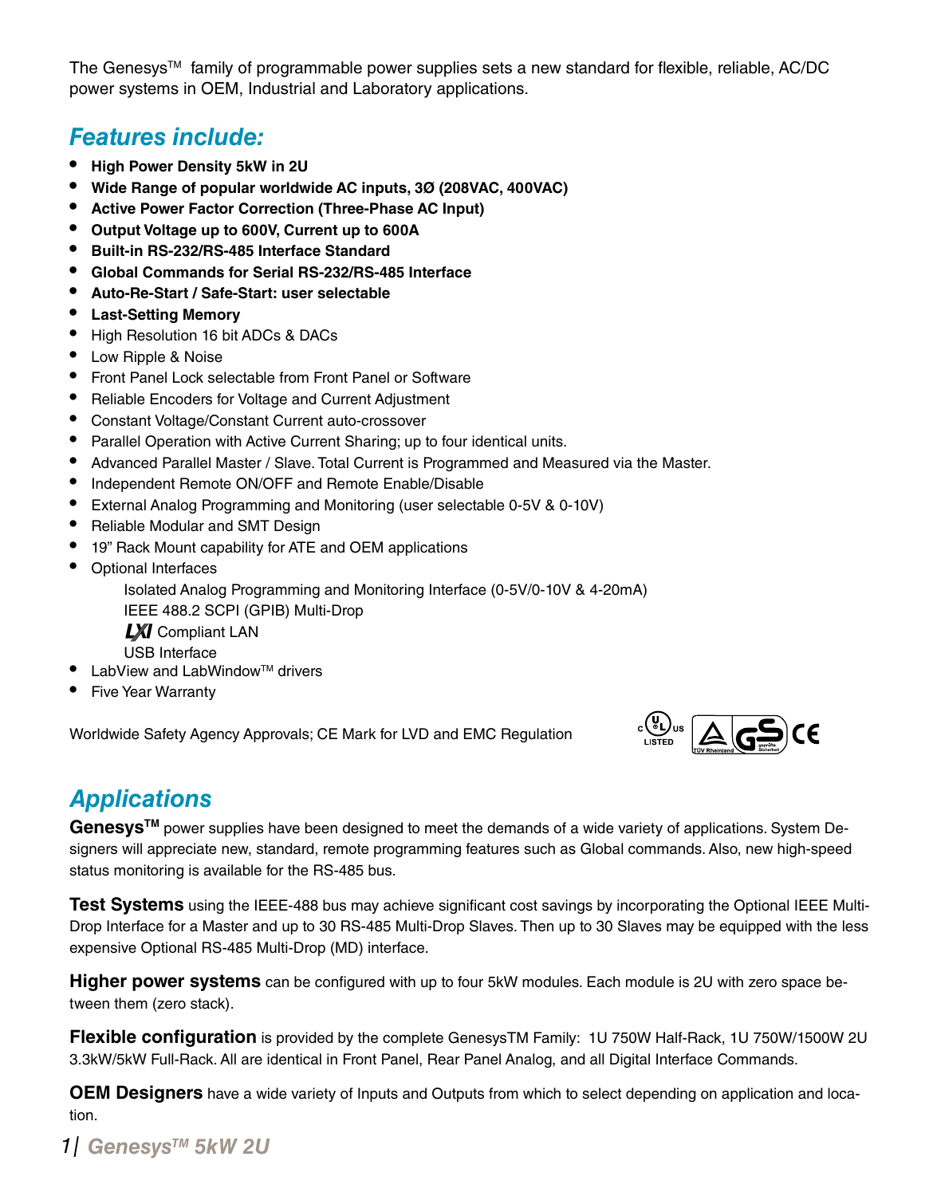The Genesys™ family of programmable power supplies sets a new standard for flexible, reliable, AC/DC power systems in OEM, Industrial and Laboratory applications.

## *Features include:*

- **High Power Density 5kW in 2U**
- **Wide Range of popular worldwide AC inputs, 3Ø (208VAC, 400VAC)**
- **Active Power Factor Correction (Three-Phase AC Input)**
- **Output Voltage up to 600V, Current up to 600A**
- **Built-in RS-232/RS-485 Interface Standard**
- **Global Commands for Serial RS-232/RS-485 Interface**
- **Auto-Re-Start / Safe-Start: user selectable**
- **Last-Setting Memory**
- High Resolution 16 bit ADCs & DACs
- Low Ripple & Noise
- Front Panel Lock selectable from Front Panel or Software
- Reliable Encoders for Voltage and Current Adjustment
- Constant Voltage/Constant Current auto-crossover
- Parallel Operation with Active Current Sharing; up to four identical units.
- Advanced Parallel Master / Slave. Total Current is Programmed and Measured via the Master.
- Independent Remote ON/OFF and Remote Enable/Disable
- External Analog Programming and Monitoring (user selectable 0-5V & 0-10V)
- Reliable Modular and SMT Design
- 19" Rack Mount capability for ATE and OEM applications
- Optional Interfaces
  - Isolated Analog Programming and Monitoring Interface (0-5V/0-10V & 4-20mA)
  - IEEE 488.2 SCPI (GPIB) Multi-Drop
  - LXI Compliant LAN
  - USB Interface
- LabView and LabWindow™ drivers
- Five Year Warranty

Worldwide Safety Agency Approvals; CE Mark for LVD and EMC Regulation

## *Applications*

**Genesys™** power supplies have been designed to meet the demands of a wide variety of applications. System Designers will appreciate new, standard, remote programming features such as Global commands. Also, new high-speed status monitoring is available for the RS-485 bus.

**Test Systems** using the IEEE-488 bus may achieve significant cost savings by incorporating the Optional IEEE Multi-Drop Interface for a Master and up to 30 RS-485 Multi-Drop Slaves. Then up to 30 Slaves may be equipped with the less expensive Optional RS-485 Multi-Drop (MD) interface.

**Higher power systems** can be configured with up to four 5kW modules. Each module is 2U with zero space between them (zero stack).

**Flexible configuration** is provided by the complete GenesysTM Family: 1U 750W Half-Rack, 1U 750W/1500W 2U 3.3kW/5kW Full-Rack. All are identical in Front Panel, Rear Panel Analog, and all Digital Interface Commands.

**OEM Designers** have a wide variety of Inputs and Outputs from which to select depending on application and location.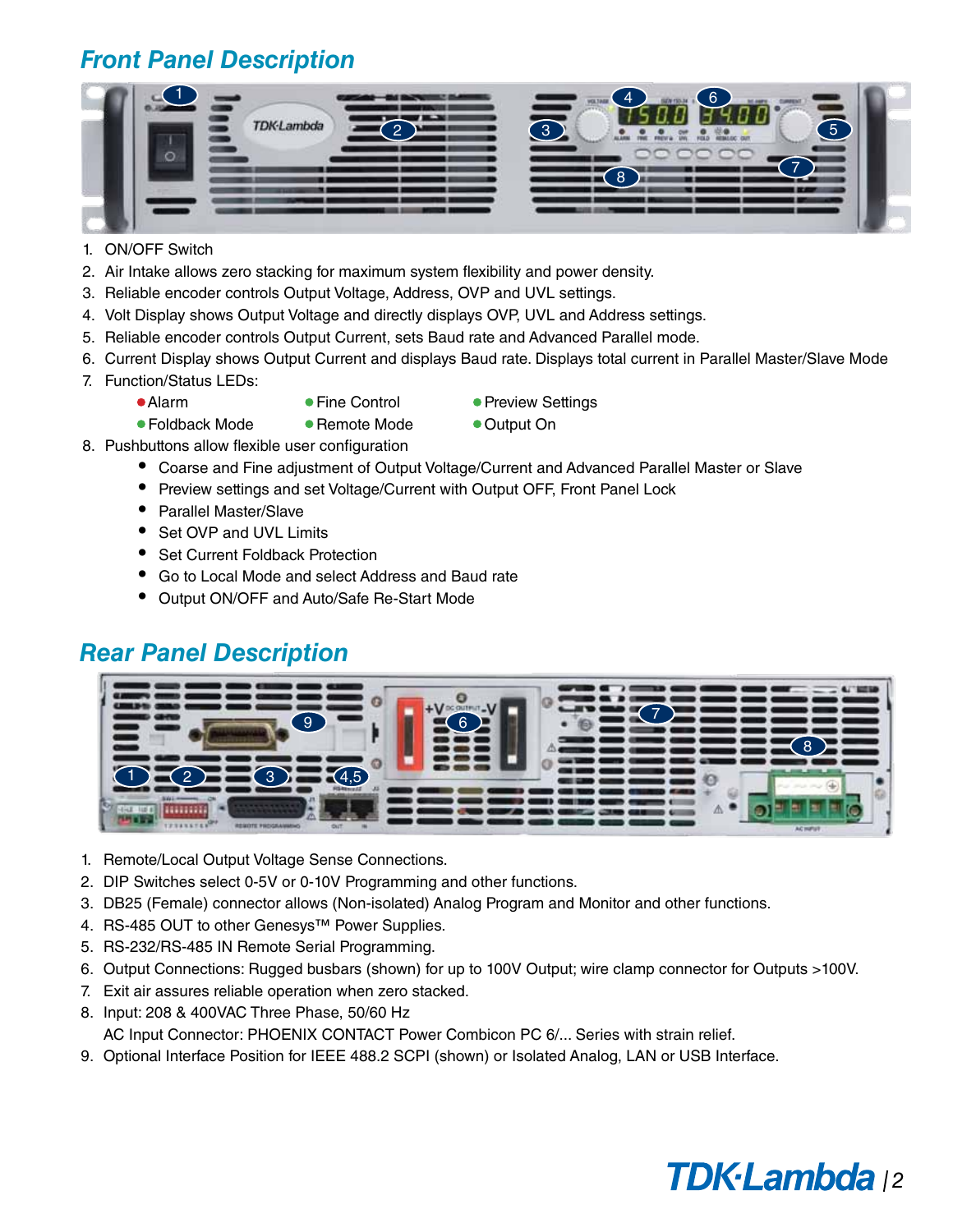## Front Panel Description

1. ON/OFF Switch
2. Air Intake allows zero stacking for maximum system flexibility and power density.
3. Reliable encoder controls Output Voltage, Address, OVP and UVL settings.
4. Volt Display shows Output Voltage and directly displays OVP, UVL and Address settings.
5. Reliable encoder controls Output Current, sets Baud rate and Advanced Parallel mode.
6. Current Display shows Output Current and displays Baud rate. Displays total current in Parallel Master/Slave Mode
7. Function/Status LEDs:
   - Alarm
   - Fine Control
   - Preview Settings
   - Foldback Mode
   - Remote Mode
   - Output On
8. Pushbuttons allow flexible user configuration
   - Coarse and Fine adjustment of Output Voltage/Current and Advanced Parallel Master or Slave
   - Preview settings and set Voltage/Current with Output OFF, Front Panel Lock
   - Parallel Master/Slave
   - Set OVP and UVL Limits
   - Set Current Foldback Protection
   - Go to Local Mode and select Address and Baud rate
   - Output ON/OFF and Auto/Safe Re-Start Mode

## Rear Panel Description

1. Remote/Local Output Voltage Sense Connections.
2. DIP Switches select 0-5V or 0-10V Programming and other functions.
3. DB25 (Female) connector allows (Non-isolated) Analog Program and Monitor and other functions.
4. RS-485 OUT to other Genesys™ Power Supplies.
5. RS-232/RS-485 IN Remote Serial Programming.
6. Output Connections: Rugged busbars (shown) for up to 100V Output; wire clamp connector for Outputs >100V.
7. Exit air assures reliable operation when zero stacked.
8. Input: 208 & 400VAC Three Phase, 50/60 Hz
   AC Input Connector: PHOENIX CONTACT Power Combicon PC 6/... Series with strain relief.
9. Optional Interface Position for IEEE 488.2 SCPI (shown) or Isolated Analog, LAN or USB Interface.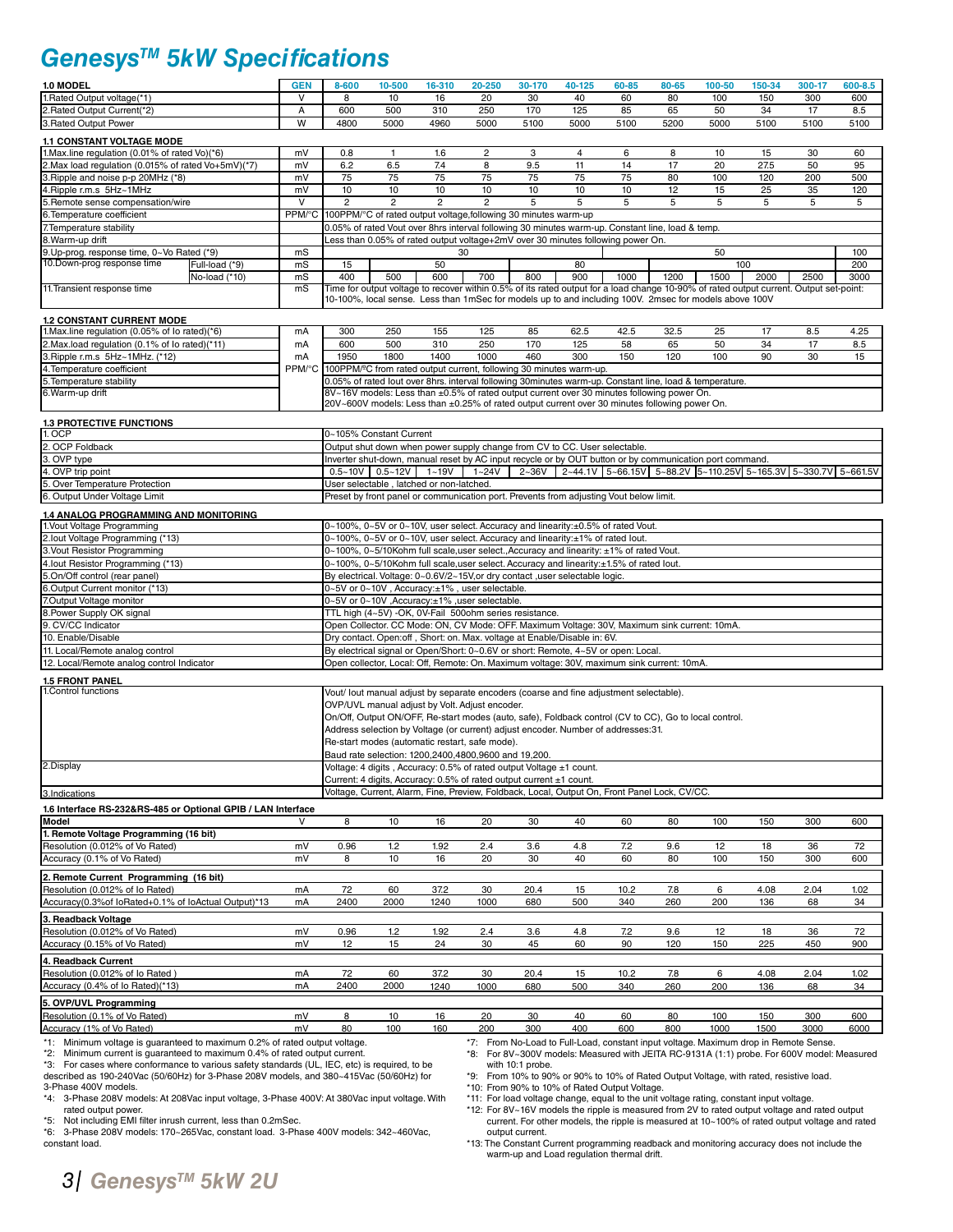# Genesys™ 5kW Specifications

| 1.0 MODEL | GEN | 8-600 | 10-500 | 16-310 | 20-250 | 30-170 | 40-125 | 60-85 | 80-65 | 100-50 | 150-34 | 300-17 | 600-8.5 |
|---|---|---|---|---|---|---|---|---|---|---|---|---|---|
| 1.Rated Output voltage(*1) | V | 8 | 10 | 16 | 20 | 30 | 40 | 60 | 80 | 100 | 150 | 300 | 600 |
| 2.Rated Output Current(*2) | A | 600 | 500 | 310 | 250 | 170 | 125 | 85 | 65 | 50 | 34 | 17 | 8.5 |
| 3.Rated Output Power | W | 4800 | 5000 | 4960 | 5000 | 5100 | 5000 | 5100 | 5200 | 5000 | 5100 | 5100 | 5100 |

### 1.1 CONSTANT VOLTAGE MODE

| Parameter | Unit | 8-600 | 10-500 | 16-310 | 20-250 | 30-170 | 40-125 | 60-85 | 80-65 | 100-50 | 150-34 | 300-17 | 600-8.5 |
|---|---|---|---|---|---|---|---|---|---|---|---|---|---|
| 1.Max.line regulation (0.01% of rated Vo)(*6) | mV | 0.8 | 1 | 1.6 | 2 | 3 | 4 | 6 | 8 | 10 | 15 | 30 | 60 |
| 2.Max load regulation (0.015% of rated Vo+5mV)(*7) | mV | 6.2 | 6.5 | 7.4 | 8 | 9.5 | 11 | 14 | 17 | 20 | 27.5 | 50 | 95 |
| 3.Ripple and noise p-p 20MHz (*8) | mV | 75 | 75 | 75 | 75 | 75 | 75 | 75 | 80 | 100 | 120 | 200 | 500 |
| 4.Ripple r.m.s 5Hz~1MHz | mV | 10 | 10 | 10 | 10 | 10 | 10 | 10 | 12 | 15 | 25 | 35 | 120 |
| 5.Remote sense compensation/wire | V | 2 | 2 | 2 | 2 | 5 | 5 | 5 | 5 | 5 | 5 | 5 | 5 |
| 6.Temperature coefficient | PPM/°C | 100PPM/°C of rated output voltage,following 30 minutes warm-up | | | | | | | | | | | |
| 7.Temperature stability | | 0.05% of rated Vout over 8hrs interval following 30 minutes warm-up. Constant line, load & temp. | | | | | | | | | | | |
| 8.Warm-up drift | | Less than 0.05% of rated output voltage+2mV over 30 minutes following power On. | | | | | | | | | | | |
| 9.Up-prog. response time, 0~Vo Rated (*9) | mS | 30 | | | | | | 50 | | | | | 100 |
| 10.Down-prog response time, Full-load (*9) | mS | 15 | 50 | | | 80 | | | 100 | | | | 200 |
| 10.Down-prog response time, No-load (*10) | mS | 400 | 500 | 600 | 700 | 800 | 900 | 1000 | 1200 | 1500 | 2000 | 2500 | 3000 |
| 11.Transient response time | mS | Time for output voltage to recover within 0.5% of its rated output for a load change 10-90% of rated output current. Output set-point: 10-100%, local sense. Less than 1mSec for models up to and including 100V. 2msec for models above 100V | | | | | | | | | | | |

### 1.2 CONSTANT CURRENT MODE

| Parameter | Unit | 8-600 | 10-500 | 16-310 | 20-250 | 30-170 | 40-125 | 60-85 | 80-65 | 100-50 | 150-34 | 300-17 | 600-8.5 |
|---|---|---|---|---|---|---|---|---|---|---|---|---|---|
| 1.Max.line regulation (0.05% of Io rated)(*6) | mA | 300 | 250 | 155 | 125 | 85 | 62.5 | 42.5 | 32.5 | 25 | 17 | 8.5 | 4.25 |
| 2.Max.load regulation (0.1% of Io rated)(*11) | mA | 600 | 500 | 310 | 250 | 170 | 125 | 58 | 65 | 50 | 34 | 17 | 8.5 |
| 3.Ripple r.m.s 5Hz~1MHz. (*12) | mA | 1950 | 1800 | 1400 | 1000 | 460 | 300 | 150 | 120 | 100 | 90 | 30 | 15 |
| 4.Temperature coefficient | PPM/°C | 100PPM/°C from rated output current, following 30 minutes warm-up. | | | | | | | | | | | |
| 5.Temperature stability | | 0.05% of rated Iout over 8hrs. interval following 30minutes warm-up. Constant line, load & temperature. | | | | | | | | | | | |
| 6.Warm-up drift | | 8V~16V models: Less than ±0.5% of rated output current over 30 minutes following power On. 20V~600V models: Less than ±0.25% of rated output current over 30 minutes following power On. | | | | | | | | | | | |

### 1.3 PROTECTIVE FUNCTIONS

| Function | Description |
|---|---|
| 1. OCP | 0~105% Constant Current |
| 2. OCP Foldback | Output shut down when power supply change from CV to CC. User selectable. |
| 3. OVP type | Inverter shut-down, manual reset by AC input recycle or by OUT button or by communication port command. |
| 4. OVP trip point | 0.5~10V \| 0.5~12V \| 1~19V \| 1~24V \| 2~36V \| 2~44.1V \| 5~66.15V \| 5~88.2V \| 5~110.25V \| 5~165.3V \| 5~330.7V \| 5~661.5V |
| 5. Over Temperature Protection | User selectable , latched or non-latched. |
| 6. Output Under Voltage Limit | Preset by front panel or communication port. Prevents from adjusting Vout below limit. |

### 1.4 ANALOG PROGRAMMING AND MONITORING

| Function | Description |
|---|---|
| 1.Vout Voltage Programming | 0~100%, 0~5V or 0~10V, user select. Accuracy and linearity:±0.5% of rated Vout. |
| 2.Iout Voltage Programming (*13) | 0~100%, 0~5V or 0~10V, user select. Accuracy and linearity:±1% of rated Iout. |
| 3.Vout Resistor Programming | 0~100%, 0~5/10Kohm full scale,user select.,Accuracy and linearity: ±1% of rated Vout. |
| 4.Iout Resistor Programming (*13) | 0~100%, 0~5/10Kohm full scale,user select. Accuracy and linearity:±1.5% of rated Iout. |
| 5.On/Off control (rear panel) | By electrical. Voltage: 0~0.6V/2~15V,or dry contact ,user selectable logic. |
| 6.Output Current monitor (*13) | 0~5V or 0~10V , Accuracy:±1% , user selectable. |
| 7.Output Voltage monitor | 0~5V or 0~10V ,Accuracy:±1% ,user selectable. |
| 8.Power Supply OK signal | TTL high (4~5V) -OK, 0V-Fail 500ohm series resistance. |
| 9. CV/CC Indicator | Open Collector. CC Mode: ON, CV Mode: OFF. Maximum Voltage: 30V, Maximum sink current: 10mA. |
| 10. Enable/Disable | Dry contact. Open:off , Short: on. Max. voltage at Enable/Disable in: 6V. |
| 11. Local/Remote analog control | By electrical signal or Open/Short: 0~0.6V or short: Remote, 4~5V or open: Local. |
| 12. Local/Remote analog control Indicator | Open collector, Local: Off, Remote: On. Maximum voltage: 30V, maximum sink current: 10mA. |

### 1.5 FRONT PANEL

| Function | Description |
|---|---|
| 1.Control functions | Vout/ Iout manual adjust by separate encoders (coarse and fine adjustment selectable).<br>OVP/UVL manual adjust by Volt. Adjust encoder.<br>On/Off, Output ON/OFF, Re-start modes (auto, safe), Foldback control (CV to CC), Go to local control.<br>Address selection by Voltage (or current) adjust encoder. Number of addresses:31.<br>Re-start modes (automatic restart, safe mode).<br>Baud rate selection: 1200,2400,4800,9600 and 19,200. |
| 2.Display | Voltage: 4 digits , Accuracy: 0.5% of rated output Voltage ±1 count.<br>Current: 4 digits, Accuracy: 0.5% of rated output current ±1 count. |
| 3.Indications | Voltage, Current, Alarm, Fine, Preview, Foldback, Local, Output On, Front Panel Lock, CV/CC. |

### 1.6 Interface RS-232&RS-485 or Optional GPIB / LAN Interface

| Model | V | 8 | 10 | 16 | 20 | 30 | 40 | 60 | 80 | 100 | 150 | 300 | 600 |
|---|---|---|---|---|---|---|---|---|---|---|---|---|---|
| **1. Remote Voltage Programming (16 bit)** | | | | | | | | | | | | | |
| Resolution (0.012% of Vo Rated) | mV | 0.96 | 1.2 | 1.92 | 2.4 | 3.6 | 4.8 | 7.2 | 9.6 | 12 | 18 | 36 | 72 |
| Accuracy (0.1% of Vo Rated) | mV | 8 | 10 | 16 | 20 | 30 | 40 | 60 | 80 | 100 | 150 | 300 | 600 |
| **2. Remote Current Programming (16 bit)** | | | | | | | | | | | | | |
| Resolution (0.012% of Io Rated) | mA | 72 | 60 | 37.2 | 30 | 20.4 | 15 | 10.2 | 7.8 | 6 | 4.08 | 2.04 | 1.02 |
| Accuracy(0.3%of IoRated+0.1% of IoActual Output)*13 | mA | 2400 | 2000 | 1240 | 1000 | 680 | 500 | 340 | 260 | 200 | 136 | 68 | 34 |
| **3. Readback Voltage** | | | | | | | | | | | | | |
| Resolution (0.012% of Vo Rated) | mV | 0.96 | 1.2 | 1.92 | 2.4 | 3.6 | 4.8 | 7.2 | 9.6 | 12 | 18 | 36 | 72 |
| Accuracy (0.15% of Vo Rated) | mV | 12 | 15 | 24 | 30 | 45 | 60 | 90 | 120 | 150 | 225 | 450 | 900 |
| **4. Readback Current** | | | | | | | | | | | | | |
| Resolution (0.012% of Io Rated ) | mA | 72 | 60 | 37.2 | 30 | 20.4 | 15 | 10.2 | 7.8 | 6 | 4.08 | 2.04 | 1.02 |
| Accuracy (0.4% of Io Rated)(*13) | mA | 2400 | 2000 | 1240 | 1000 | 680 | 500 | 340 | 260 | 200 | 136 | 68 | 34 |
| **5. OVP/UVL Programming** | | | | | | | | | | | | | |
| Resolution (0.1% of Vo Rated) | mV | 8 | 10 | 16 | 20 | 30 | 40 | 60 | 80 | 100 | 150 | 300 | 600 |
| Accuracy (1% of Vo Rated) | mV | 80 | 100 | 160 | 200 | 300 | 400 | 600 | 800 | 1000 | 1500 | 3000 | 6000 |

*1: Minimum voltage is guaranteed to maximum 0.2% of rated output voltage.
*2: Minimum current is guaranteed to maximum 0.4% of rated output current.
*3: For cases where conformance to various safety standards (UL, IEC, etc) is required, to be described as 190-240Vac (50/60Hz) for 3-Phase 208V models, and 380~415Vac (50/60Hz) for 3-Phase 400V models.
*4: 3-Phase 208V models: At 208Vac input voltage, 3-Phase 400V: At 380Vac input voltage. With rated output power.
*5: Not including EMI filter inrush current, less than 0.2mSec.
*6: 3-Phase 208V models: 170~265Vac, constant load. 3-Phase 400V models: 342~460Vac, constant load.
*7: From No-Load to Full-Load, constant input voltage. Maximum drop in Remote Sense.
*8: For 8V~300V models: Measured with JEITA RC-9131A (1:1) probe. For 600V model: Measured with 10:1 probe.
*9: From 10% to 90% or 90% to 10% of Rated Output Voltage, with rated, resistive load.
*10: From 90% to 10% of Rated Output Voltage.
*11: For load voltage change, equal to the unit voltage rating, constant input voltage.
*12: For 8V~16V models the ripple is measured from 2V to rated output voltage and rated output current. For other models, the ripple is measured at 10~100% of rated output voltage and rated output current.
*13: The Constant Current programming readback and monitoring accuracy does not include the warm-up and Load regulation thermal drift.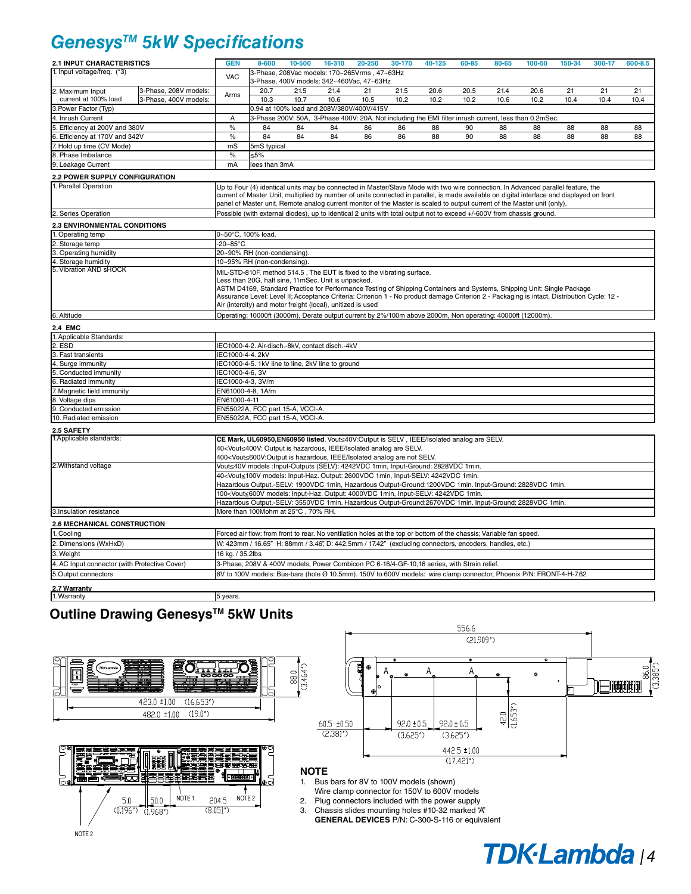# Genesys™ 5kW Specifications

| 2.1 INPUT CHARACTERISTICS | | GEN | 8-600 | 10-500 | 16-310 | 20-250 | 30-170 | 40-125 | 60-85 | 80-65 | 100-50 | 150-34 | 300-17 | 600-8.5 |
|---|---|---|---|---|---|---|---|---|---|---|---|---|---|---|
| 1. Input voltage/freq. (*3) | | VAC | 3-Phase, 208Vac models: 170~265Vrms , 47~63Hz<br>3-Phase, 400V models: 342~460Vac, 47~63Hz | | | | | | | | | | | |
| 2. Maximum Input current at 100% load | 3-Phase, 208V models: | Arms | 20.7 | 21.5 | 21.4 | 21 | 21.5 | 20.6 | 20.5 | 21.4 | 20.6 | 21 | 21 | 21 |
| | 3-Phase, 400V models: | | 10.3 | 10.7 | 10.6 | 10.5 | 10.2 | 10.2 | 10.2 | 10.6 | 10.2 | 10.4 | 10.4 | 10.4 |
| 3.Power Factor (Typ) | | | 0.94 at 100% load and 208V/380V/400V/415V | | | | | | | | | | | |
| 4. Inrush Current | | A | 3-Phase 200V: 50A, 3-Phase 400V: 20A. Not including the EMI filter inrush current, less than 0.2mSec. | | | | | | | | | | | |
| 5. Efficiency at 200V and 380V | | % | 84 | 84 | 84 | 86 | 86 | 88 | 90 | 88 | 88 | 88 | 88 | 88 |
| 6. Efficiency at 170V and 342V | | % | 84 | 84 | 84 | 86 | 86 | 88 | 90 | 88 | 88 | 88 | 88 | 88 |
| 7. Hold up time (CV Mode) | | mS | 5mS typical | | | | | | | | | | | |
| 8. Phase Imbalance | | % | ≤5% | | | | | | | | | | | |
| 9. Leakage Current | | mA | lees than 3mA | | | | | | | | | | | |

| 2.2 POWER SUPPLY CONFIGURATION | |
|---|---|
| 1. Parallel Operation | Up to Four (4) identical units may be connected in Master/Slave Mode with two wire connection. In Advanced parallel feature, the current of Master Unit, multiplied by number of units connected in parallel, is made available on digital interface and displayed on front panel of Master unit. Remote analog current monitor of the Master is scaled to output current of the Master unit (only). |
| 2. Series Operation | Possible (with external diodes), up to identical 2 units with total output not to exceed +/-600V from chassis ground. |

| 2.3 ENVIRONMENTAL CONDITIONS | |
|---|---|
| 1. Operating temp | 0~50°C, 100% load. |
| 2. Storage temp | -20~85°C |
| 3. Operating humidity | 20~90% RH (non-condensing). |
| 4. Storage humidity | 10~95% RH (non-condensing). |
| 5. Vibration AND sHOCK | MIL-STD-810F, method 514.5 , The EUT is fixed to the vibrating surface.<br>Less than 20G, half sine, 11mSec. Unit is unpacked.<br>ASTM D4169, Standard Practice for Performance Testing of Shipping Containers and Systems, Shipping Unit: Single Package Assurance Level: Level II; Acceptance Criteria: Criterion 1 - No product damage Criterion 2 - Packaging is intact, Distribution Cycle: 12 - Air (intercity) and motor freight (local), unitized is used |
| 6. Altitude | Operating: 10000ft (3000m), Derate output current by 2%/100m above 2000m, Non operating: 40000ft (12000m). |

| 2.4 EMC | |
|---|---|
| 1. Applicable Standards: | |
| 2. ESD | IEC1000-4-2. Air-disch.-8kV, contact disch.-4kV |
| 3. Fast transients | IEC1000-4-4. 2kV |
| 4. Surge immunity | IEC1000-4-5. 1kV line to line, 2kV line to ground |
| 5. Conducted immunity | IEC1000-4-6, 3V |
| 6. Radiated immunity | IEC1000-4-3, 3V/m |
| 7. Magnetic field immunity | EN61000-4-8, 1A/m |
| 8. Voltage dips | EN61000-4-11 |
| 9. Conducted emission | EN55022A, FCC part 15-A, VCCI-A. |
| 10. Radiated emission | EN55022A, FCC part 15-A, VCCI-A. |

| 2.5 SAFETY | |
|---|---|
| 1.Applicable standards: | **CE Mark, UL60950,EN60950 listed**. Vout≤40V:Output is SELV , IEEE/Isolated analog are SELV.<br>40<Vout≤400V: Output is hazardous, IEEE/Isolated analog are SELV.<br>400<Vout≤600V:Output is hazardous, IEEE/Isolated analog are not SELV. |
| 2.Withstand voltage | Vout≤40V models :Input-Outputs (SELV): 4242VDC 1min, Input-Ground: 2828VDC 1min.<br>40<Vout≤100V models: Input-Haz. Output: 2600VDC 1min, Input-SELV: 4242VDC 1min.<br>Hazardous Output.-SELV: 1900VDC 1min, Hazardous Output-Ground:1200VDC 1min. Input-Ground: 2828VDC 1min.<br>100<Vout≤600V models: Input-Haz. Output: 4000VDC 1min, Input-SELV: 4242VDC 1min.<br>Hazardous Output.-SELV: 3550VDC 1min. Hazardous Output-Ground:2670VDC 1min. Input-Ground: 2828VDC 1min. |
| 3.Insulation resistance | More than 100Mohm at 25°C , 70% RH. |

| 2.6 MECHANICAL CONSTRUCTION | |
|---|---|
| 1. Cooling | Forced air flow: from front to rear. No ventilation holes at the top or bottom of the chassis; Variable fan speed. |
| 2. Dimensions (WxHxD) | W: 423mm / 16.65" H: 88mm / 3.46", D: 442.5mm / 17.42" (excluding connectors, encoders, handles, etc.) |
| 3. Weight | 16 kg. / 35.2lbs |
| 4. AC Input connector (with Protective Cover) | 3-Phase, 208V & 400V models, Power Combicon PC 6-16/4-GF-10,16 series, with Strain relief. |
| 5.Output connectors | 8V to 100V models: Bus-bars (hole Ø 10.5mm). 150V to 600V models: wire clamp connector, Phoenix P/N: FRONT-4-H-7.62 |

| 2.7 Warranty | |
|---|---|
| 1. Warranty | 5 years. |

## Outline Drawing Genesys™ 5kW Units

423.0 ±1.00 (16.653") 482.0 ±1.00 (19.0") 88.0 (3.464")

556.6 (21.909") 86.0 (3.385") 60.5 ±0.50 (2.381") 92.0 ± 0.5 (3.625") 92.0 ± 0.5 (3.625") 42.0 (1.653") 442.5 ±1.00 (17.421")

5.0 (0.196") 50.0 (1.968") NOTE 1 204.5 (8.051") NOTE 2 NOTE 2

**NOTE**

1. Bus bars for 8V to 100V models (shown)
   Wire clamp connector for 150V to 600V models
2. Plug connectors included with the power supply
3. Chassis slides mounting holes #10-32 marked "A"
   **GENERAL DEVICES** P/N: C-300-S-116 or equivalent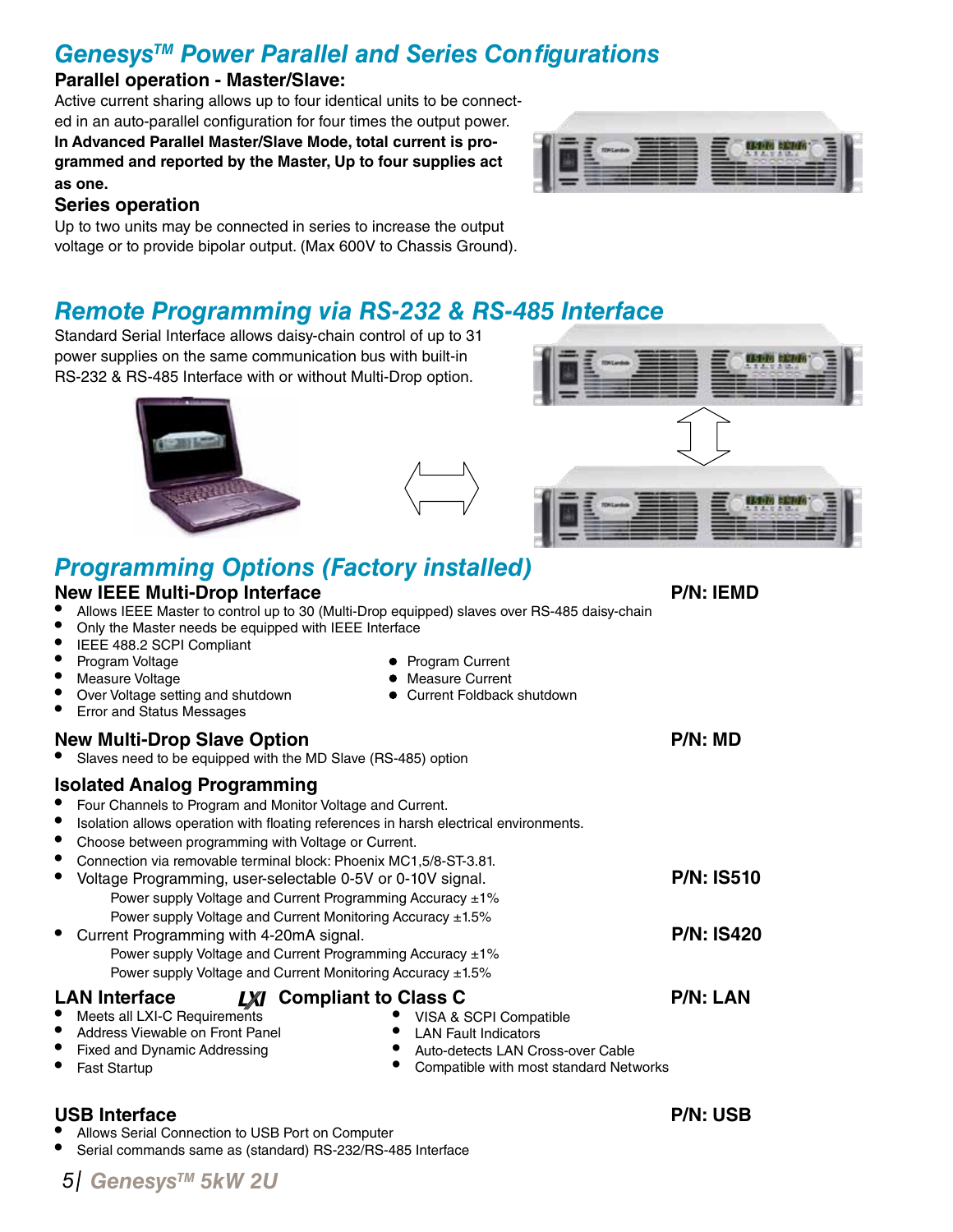## *Genesys™ Power Parallel and Series Configurations*

### Parallel operation - Master/Slave:

Active current sharing allows up to four identical units to be connected in an auto-parallel configuration for four times the output power.
**In Advanced Parallel Master/Slave Mode, total current is programmed and reported by the Master, Up to four supplies act as one.**

### Series operation

Up to two units may be connected in series to increase the output voltage or to provide bipolar output. (Max 600V to Chassis Ground).

## *Remote Programming via RS-232 & RS-485 Interface*

Standard Serial Interface allows daisy-chain control of up to 31 power supplies on the same communication bus with built-in RS-232 & RS-485 Interface with or without Multi-Drop option.

## *Programming Options (Factory installed)*

### New IEEE Multi-Drop Interface — P/N: IEMD

- Allows IEEE Master to control up to 30 (Multi-Drop equipped) slaves over RS-485 daisy-chain
- Only the Master needs be equipped with IEEE Interface
- IEEE 488.2 SCPI Compliant
- Program Voltage
- Measure Voltage
- Over Voltage setting and shutdown
- Error and Status Messages
- Program Current
- Measure Current
- Current Foldback shutdown

### New Multi-Drop Slave Option — P/N: MD

- Slaves need to be equipped with the MD Slave (RS-485) option

### Isolated Analog Programming

- Four Channels to Program and Monitor Voltage and Current.
- Isolation allows operation with floating references in harsh electrical environments.
- Choose between programming with Voltage or Current.
- Connection via removable terminal block: Phoenix MC1,5/8-ST-3.81.
- Voltage Programming, user-selectable 0-5V or 0-10V signal. — **P/N: IS510**
  - Power supply Voltage and Current Programming Accuracy ±1%
  - Power supply Voltage and Current Monitoring Accuracy ±1.5%
- Current Programming with 4-20mA signal. — **P/N: IS420**
  - Power supply Voltage and Current Programming Accuracy ±1%
  - Power supply Voltage and Current Monitoring Accuracy ±1.5%

### LAN Interface LXI Compliant to Class C — P/N: LAN

- Meets all LXI-C Requirements
- Address Viewable on Front Panel
- Fixed and Dynamic Addressing
- Fast Startup
- VISA & SCPI Compatible
- LAN Fault Indicators
- Auto-detects LAN Cross-over Cable
- Compatible with most standard Networks

### USB Interface — P/N: USB

- Allows Serial Connection to USB Port on Computer
- Serial commands same as (standard) RS-232/RS-485 Interface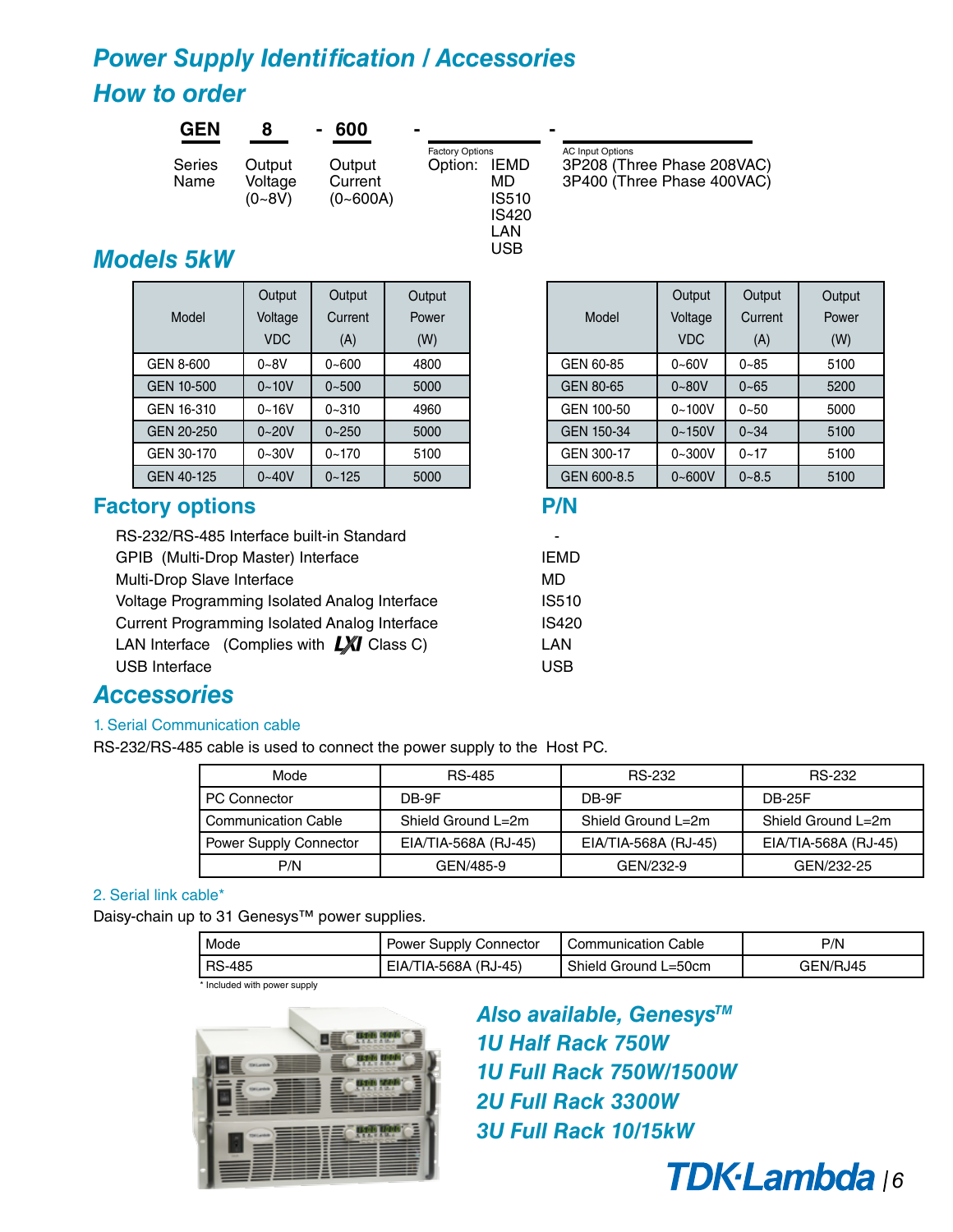# Power Supply Identification / Accessories

## How to order

| GEN | 8 | - 600 | - | - |
|---|---|---|---|---|
| Series Name | Output Voltage (0~8V) | Output Current (0~600A) | Factory Options<br>Option: IEMD, MD, IS510, IS420, LAN, USB | AC Input Options<br>3P208 (Three Phase 208VAC)<br>3P400 (Three Phase 400VAC) |

## Models 5kW

| Model | Output Voltage VDC | Output Current (A) | Output Power (W) |
|---|---|---|---|
| GEN 8-600 | 0~8V | 0~600 | 4800 |
| GEN 10-500 | 0~10V | 0~500 | 5000 |
| GEN 16-310 | 0~16V | 0~310 | 4960 |
| GEN 20-250 | 0~20V | 0~250 | 5000 |
| GEN 30-170 | 0~30V | 0~170 | 5100 |
| GEN 40-125 | 0~40V | 0~125 | 5000 |

| Model | Output Voltage VDC | Output Current (A) | Output Power (W) |
|---|---|---|---|
| GEN 60-85 | 0~60V | 0~85 | 5100 |
| GEN 80-65 | 0~80V | 0~65 | 5200 |
| GEN 100-50 | 0~100V | 0~50 | 5000 |
| GEN 150-34 | 0~150V | 0~34 | 5100 |
| GEN 300-17 | 0~300V | 0~17 | 5100 |
| GEN 600-8.5 | 0~600V | 0~8.5 | 5100 |

## Factory options

| Factory options | P/N |
|---|---|
| RS-232/RS-485 Interface built-in Standard | - |
| GPIB (Multi-Drop Master) Interface | IEMD |
| Multi-Drop Slave Interface | MD |
| Voltage Programming Isolated Analog Interface | IS510 |
| Current Programming Isolated Analog Interface | IS420 |
| LAN Interface (Complies with LXI Class C) | LAN |
| USB Interface | USB |

## Accessories

### 1. Serial Communication cable

RS-232/RS-485 cable is used to connect the power supply to the Host PC.

| Mode | RS-485 | RS-232 | RS-232 |
|---|---|---|---|
| PC Connector | DB-9F | DB-9F | DB-25F |
| Communication Cable | Shield Ground L=2m | Shield Ground L=2m | Shield Ground L=2m |
| Power Supply Connector | EIA/TIA-568A (RJ-45) | EIA/TIA-568A (RJ-45) | EIA/TIA-568A (RJ-45) |
| P/N | GEN/485-9 | GEN/232-9 | GEN/232-25 |

### 2. Serial link cable*

Daisy-chain up to 31 Genesys™ power supplies.

| Mode | Power Supply Connector | Communication Cable | P/N |
|---|---|---|---|
| RS-485 | EIA/TIA-568A (RJ-45) | Shield Ground L=50cm | GEN/RJ45 |

\* Included with power supply

## Also available, Genesys™

## 1U Half Rack 750W

## 1U Full Rack 750W/1500W

## 2U Full Rack 3300W

## 3U Full Rack 10/15kW

TDK-Lambda